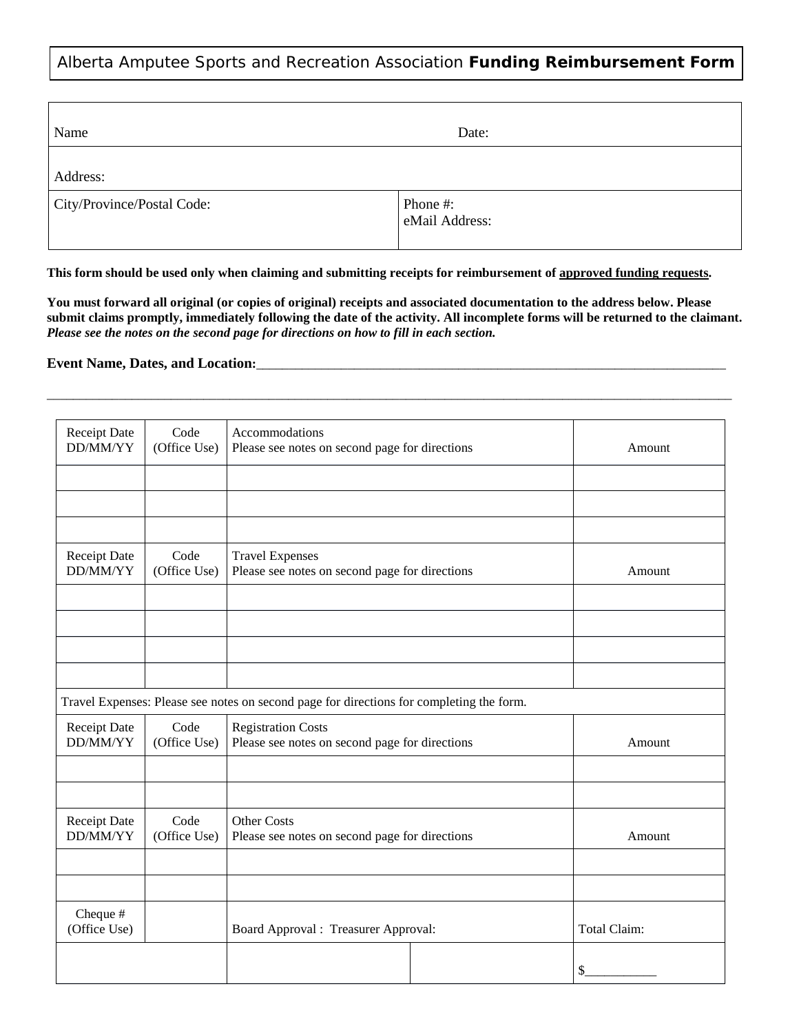# Alberta Amputee Sports and Recreation Association **Funding Reimbursement Form**

| Name | Date: |
|---|---|
| Address: | |
| City/Province/Postal Code: | Phone #:<br>eMail Address: |

**This form should be used only when claiming and submitting receipts for reimbursement of <u>approved funding requests</u>.**

**You must forward all original (or copies of original) receipts and associated documentation to the address below. Please submit claims promptly, immediately following the date of the activity. All incomplete forms will be returned to the claimant.** ***Please see the notes on the second page for directions on how to fill in each section.***

**Event Name, Dates, and Location:**___________________________________________________________________

______________________________________________________________________________________________

| Receipt Date DD/MM/YY | Code (Office Use) | Accommodations<br>Please see notes on second page for directions | | Amount |
|---|---|---|---|---|
| | | | | |
| | | | | |
| | | | | |
| Receipt Date DD/MM/YY | Code (Office Use) | Travel Expenses<br>Please see notes on second page for directions | | Amount |
| | | | | |
| | | | | |
| | | | | |
| | | | | |
| Travel Expenses: Please see notes on second page for directions for completing the form. | | | | |
| Receipt Date DD/MM/YY | Code (Office Use) | Registration Costs<br>Please see notes on second page for directions | | Amount |
| | | | | |
| | | | | |
| Receipt Date DD/MM/YY | Code (Office Use) | Other Costs<br>Please see notes on second page for directions | | Amount |
| | | | | |
| | | | | |
| Cheque # (Office Use) | | Board Approval : Treasurer Approval: | | Total Claim: |
| | | | | $___________ |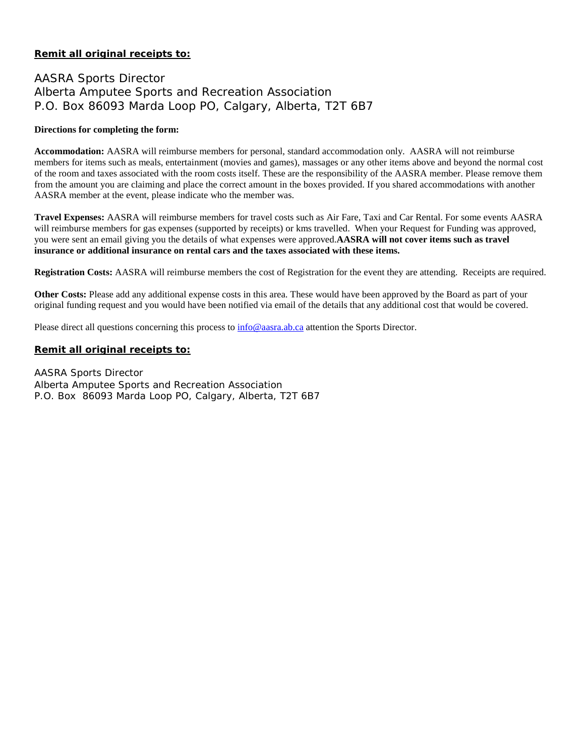**Remit all original receipts to:**

AASRA Sports Director
Alberta Amputee Sports and Recreation Association
P.O. Box 86093 Marda Loop PO, Calgary, Alberta, T2T 6B7

**Directions for completing the form:**

**Accommodation:** AASRA will reimburse members for personal, standard accommodation only. AASRA will not reimburse members for items such as meals, entertainment (movies and games), massages or any other items above and beyond the normal cost of the room and taxes associated with the room costs itself. These are the responsibility of the AASRA member. Please remove them from the amount you are claiming and place the correct amount in the boxes provided. If you shared accommodations with another AASRA member at the event, please indicate who the member was.

**Travel Expenses:** AASRA will reimburse members for travel costs such as Air Fare, Taxi and Car Rental. For some events AASRA will reimburse members for gas expenses (supported by receipts) or kms travelled. When your Request for Funding was approved, you were sent an email giving you the details of what expenses were approved.**AASRA will not cover items such as travel insurance or additional insurance on rental cars and the taxes associated with these items.**

**Registration Costs:** AASRA will reimburse members the cost of Registration for the event they are attending. Receipts are required.

**Other Costs:** Please add any additional expense costs in this area. These would have been approved by the Board as part of your original funding request and you would have been notified via email of the details that any additional cost that would be covered.

Please direct all questions concerning this process to info@aasra.ab.ca attention the Sports Director.

**Remit all original receipts to:**

AASRA Sports Director
Alberta Amputee Sports and Recreation Association
P.O. Box 86093 Marda Loop PO, Calgary, Alberta, T2T 6B7